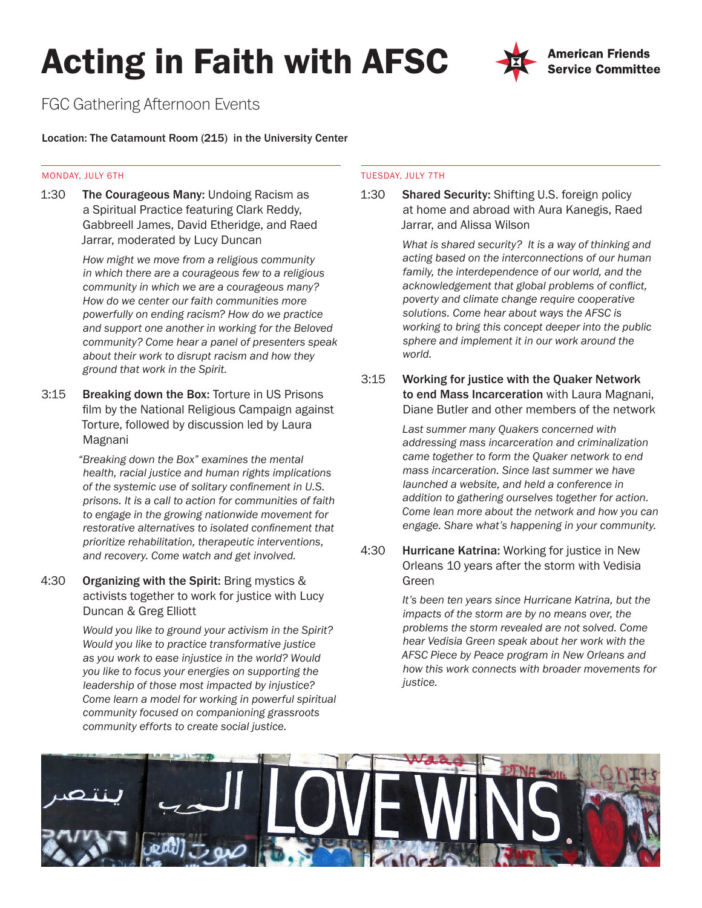# Acting in Faith with AFSC

American Friends Service Committee

## FGC Gathering Afternoon Events

Location: The Catamount Room (215) in the University Center

### MONDAY, JULY 6TH

1:30 **The Courageous Many:** Undoing Racism as a Spiritual Practice featuring Clark Reddy, Gabbreell James, David Etheridge, and Raed Jarrar, moderated by Lucy Duncan

*How might we move from a religious community in which there are a courageous few to a religious community in which we are a courageous many? How do we center our faith communities more powerfully on ending racism? How do we practice and support one another in working for the Beloved community? Come hear a panel of presenters speak about their work to disrupt racism and how they ground that work in the Spirit.*

3:15 **Breaking down the Box:** Torture in US Prisons film by the National Religious Campaign against Torture, followed by discussion led by Laura Magnani

*"Breaking down the Box" examines the mental health, racial justice and human rights implications of the systemic use of solitary confinement in U.S. prisons. It is a call to action for communities of faith to engage in the growing nationwide movement for restorative alternatives to isolated confinement that prioritize rehabilitation, therapeutic interventions, and recovery. Come watch and get involved.*

4:30 **Organizing with the Spirit:** Bring mystics & activists together to work for justice with Lucy Duncan & Greg Elliott

*Would you like to ground your activism in the Spirit? Would you like to practice transformative justice as you work to ease injustice in the world? Would you like to focus your energies on supporting the leadership of those most impacted by injustice? Come learn a model for working in powerful spiritual community focused on companioning grassroots community efforts to create social justice.*

### TUESDAY, JULY 7TH

1:30 **Shared Security:** Shifting U.S. foreign policy at home and abroad with Aura Kanegis, Raed Jarrar, and Alissa Wilson

*What is shared security? It is a way of thinking and acting based on the interconnections of our human family, the interdependence of our world, and the acknowledgement that global problems of conflict, poverty and climate change require cooperative solutions. Come hear about ways the AFSC is working to bring this concept deeper into the public sphere and implement it in our work around the world.*

3:15 **Working for justice with the Quaker Network to end Mass Incarceration** with Laura Magnani, Diane Butler and other members of the network

*Last summer many Quakers concerned with addressing mass incarceration and criminalization came together to form the Quaker network to end mass incarceration. Since last summer we have launched a website, and held a conference in addition to gathering ourselves together for action. Come lean more about the network and how you can engage. Share what's happening in your community.*

4:30 **Hurricane Katrina:** Working for justice in New Orleans 10 years after the storm with Vedisia Green

*It's been ten years since Hurricane Katrina, but the impacts of the storm are by no means over, the problems the storm revealed are not solved. Come hear Vedisia Green speak about her work with the AFSC Piece by Peace program in New Orleans and how this work connects with broader movements for justice.*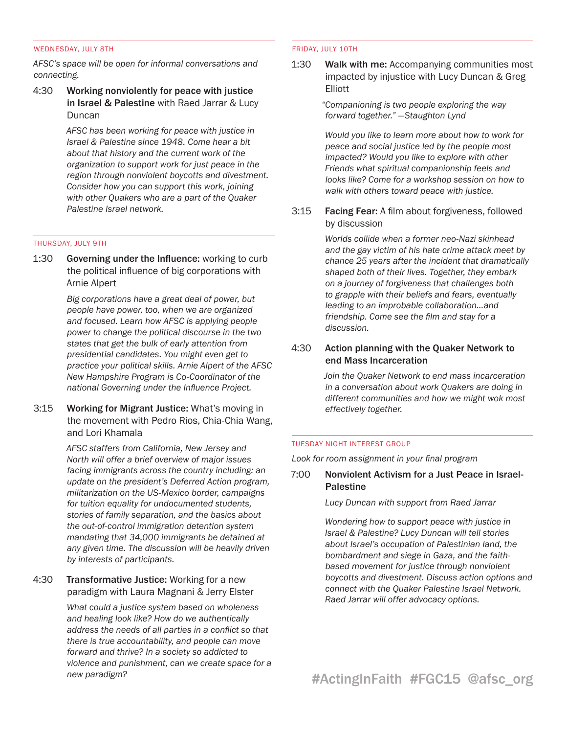## WEDNESDAY, JULY 8TH

*AFSC's space will be open for informal conversations and connecting.*

4:30 **Working nonviolently for peace with justice in Israel & Palestine** with Raed Jarrar & Lucy Duncan

*AFSC has been working for peace with justice in Israel & Palestine since 1948. Come hear a bit about that history and the current work of the organization to support work for just peace in the region through nonviolent boycotts and divestment. Consider how you can support this work, joining with other Quakers who are a part of the Quaker Palestine Israel network.*

## THURSDAY, JULY 9TH

1:30 **Governing under the Influence:** working to curb the political influence of big corporations with Arnie Alpert

*Big corporations have a great deal of power, but people have power, too, when we are organized and focused. Learn how AFSC is applying people power to change the political discourse in the two states that get the bulk of early attention from presidential candidates. You might even get to practice your political skills. Arnie Alpert of the AFSC New Hampshire Program is Co-Coordinator of the national Governing under the Influence Project.*

3:15 **Working for Migrant Justice:** What's moving in the movement with Pedro Rios, Chia-Chia Wang, and Lori Khamala

*AFSC staffers from California, New Jersey and North will offer a brief overview of major issues facing immigrants across the country including: an update on the president's Deferred Action program, militarization on the US-Mexico border, campaigns for tuition equality for undocumented students, stories of family separation, and the basics about the out-of-control immigration detention system mandating that 34,000 immigrants be detained at any given time. The discussion will be heavily driven by interests of participants.*

4:30 **Transformative Justice:** Working for a new paradigm with Laura Magnani & Jerry Elster

*What could a justice system based on wholeness and healing look like? How do we authentically address the needs of all parties in a conflict so that there is true accountability, and people can move forward and thrive? In a society so addicted to violence and punishment, can we create space for a new paradigm?*

## FRIDAY, JULY 10TH

1:30 **Walk with me:** Accompanying communities most impacted by injustice with Lucy Duncan & Greg Elliott

*"Companioning is two people exploring the way forward together." —Staughton Lynd*

*Would you like to learn more about how to work for peace and social justice led by the people most impacted? Would you like to explore with other Friends what spiritual companionship feels and looks like? Come for a workshop session on how to walk with others toward peace with justice.*

3:15 **Facing Fear:** A film about forgiveness, followed by discussion

*Worlds collide when a former neo-Nazi skinhead and the gay victim of his hate crime attack meet by chance 25 years after the incident that dramatically shaped both of their lives. Together, they embark on a journey of forgiveness that challenges both to grapple with their beliefs and fears, eventually leading to an improbable collaboration…and friendship. Come see the film and stay for a discussion.*

4:30 **Action planning with the Quaker Network to end Mass Incarceration**

*Join the Quaker Network to end mass incarceration in a conversation about work Quakers are doing in different communities and how we might wok most effectively together.*

## TUESDAY NIGHT INTEREST GROUP

*Look for room assignment in your final program*

7:00 **Nonviolent Activism for a Just Peace in Israel-Palestine**

*Lucy Duncan with support from Raed Jarrar*

*Wondering how to support peace with justice in Israel & Palestine? Lucy Duncan will tell stories about Israel's occupation of Palestinian land, the bombardment and siege in Gaza, and the faith-based movement for justice through nonviolent boycotts and divestment. Discuss action options and connect with the Quaker Palestine Israel Network. Raed Jarrar will offer advocacy options.*

#ActingInFaith #FGC15 @afsc_org